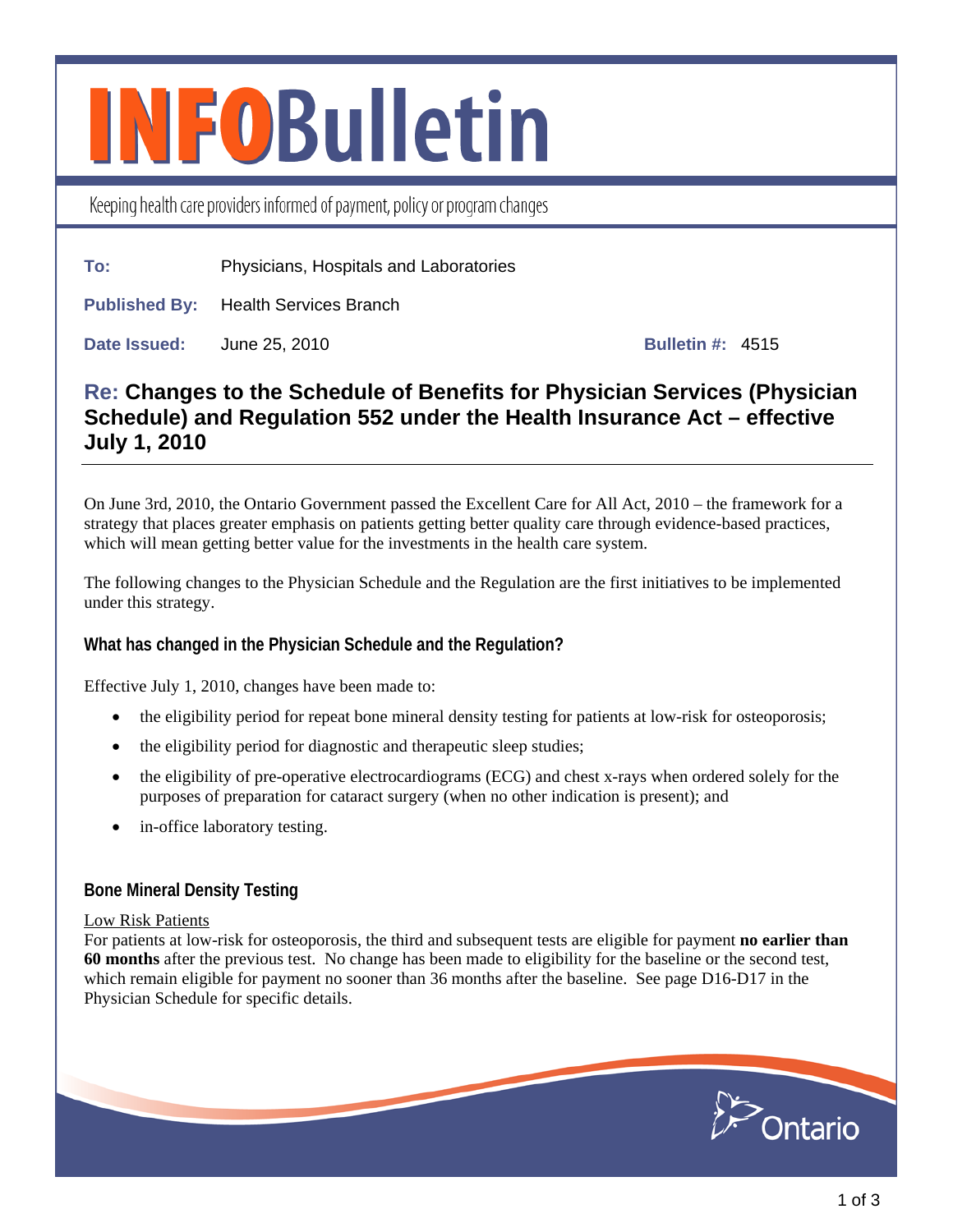# INFOBulletin

Keeping health care providers informed of payment, policy or program changes

**To:** Physicians, Hospitals and Laboratories

**Published By:** Health Services Branch

**Date Issued:** June 25, 2010 **Bulletin #:** 4515

## Re: Changes to the Schedule of Benefits for Physician Services (Physician Schedule) and Regulation 552 under the Health Insurance Act – effective July 1, 2010

On June 3rd, 2010, the Ontario Government passed the Excellent Care for All Act, 2010 – the framework for a strategy that places greater emphasis on patients getting better quality care through evidence-based practices, which will mean getting better value for the investments in the health care system.

The following changes to the Physician Schedule and the Regulation are the first initiatives to be implemented under this strategy.

### What has changed in the Physician Schedule and the Regulation?

Effective July 1, 2010, changes have been made to:

- the eligibility period for repeat bone mineral density testing for patients at low-risk for osteoporosis;
- the eligibility period for diagnostic and therapeutic sleep studies;
- the eligibility of pre-operative electrocardiograms (ECG) and chest x-rays when ordered solely for the purposes of preparation for cataract surgery (when no other indication is present); and
- in-office laboratory testing.

### Bone Mineral Density Testing

Low Risk Patients

For patients at low-risk for osteoporosis, the third and subsequent tests are eligible for payment **no earlier than 60 months** after the previous test. No change has been made to eligibility for the baseline or the second test, which remain eligible for payment no sooner than 36 months after the baseline. See page D16-D17 in the Physician Schedule for specific details.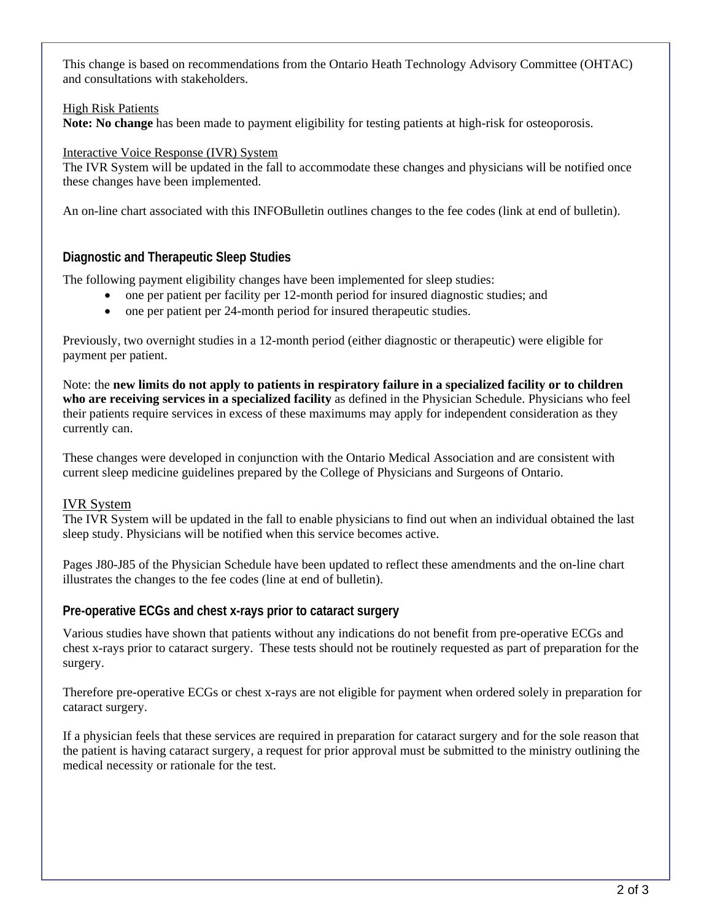This change is based on recommendations from the Ontario Heath Technology Advisory Committee (OHTAC) and consultations with stakeholders.

High Risk Patients

**Note: No change** has been made to payment eligibility for testing patients at high-risk for osteoporosis.

Interactive Voice Response (IVR) System

The IVR System will be updated in the fall to accommodate these changes and physicians will be notified once these changes have been implemented.

An on-line chart associated with this INFOBulletin outlines changes to the fee codes (link at end of bulletin).

## Diagnostic and Therapeutic Sleep Studies

The following payment eligibility changes have been implemented for sleep studies:

- one per patient per facility per 12-month period for insured diagnostic studies; and
- one per patient per 24-month period for insured therapeutic studies.

Previously, two overnight studies in a 12-month period (either diagnostic or therapeutic) were eligible for payment per patient.

Note: the **new limits do not apply to patients in respiratory failure in a specialized facility or to children who are receiving services in a specialized facility** as defined in the Physician Schedule. Physicians who feel their patients require services in excess of these maximums may apply for independent consideration as they currently can.

These changes were developed in conjunction with the Ontario Medical Association and are consistent with current sleep medicine guidelines prepared by the College of Physicians and Surgeons of Ontario.

IVR System

The IVR System will be updated in the fall to enable physicians to find out when an individual obtained the last sleep study. Physicians will be notified when this service becomes active.

Pages J80-J85 of the Physician Schedule have been updated to reflect these amendments and the on-line chart illustrates the changes to the fee codes (line at end of bulletin).

## Pre-operative ECGs and chest x-rays prior to cataract surgery

Various studies have shown that patients without any indications do not benefit from pre-operative ECGs and chest x-rays prior to cataract surgery. These tests should not be routinely requested as part of preparation for the surgery.

Therefore pre-operative ECGs or chest x-rays are not eligible for payment when ordered solely in preparation for cataract surgery.

If a physician feels that these services are required in preparation for cataract surgery and for the sole reason that the patient is having cataract surgery, a request for prior approval must be submitted to the ministry outlining the medical necessity or rationale for the test.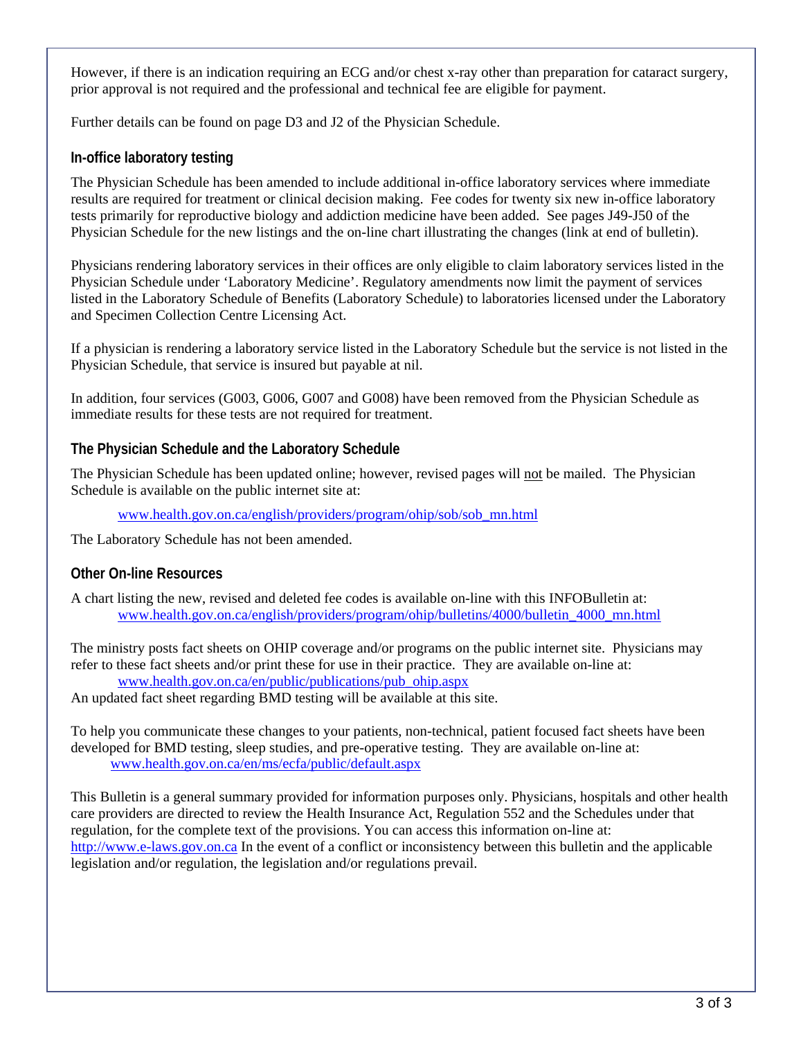However, if there is an indication requiring an ECG and/or chest x-ray other than preparation for cataract surgery, prior approval is not required and the professional and technical fee are eligible for payment.

Further details can be found on page D3 and J2 of the Physician Schedule.

### In-office laboratory testing

The Physician Schedule has been amended to include additional in-office laboratory services where immediate results are required for treatment or clinical decision making. Fee codes for twenty six new in-office laboratory tests primarily for reproductive biology and addiction medicine have been added. See pages J49-J50 of the Physician Schedule for the new listings and the on-line chart illustrating the changes (link at end of bulletin).

Physicians rendering laboratory services in their offices are only eligible to claim laboratory services listed in the Physician Schedule under 'Laboratory Medicine'. Regulatory amendments now limit the payment of services listed in the Laboratory Schedule of Benefits (Laboratory Schedule) to laboratories licensed under the Laboratory and Specimen Collection Centre Licensing Act.

If a physician is rendering a laboratory service listed in the Laboratory Schedule but the service is not listed in the Physician Schedule, that service is insured but payable at nil.

In addition, four services (G003, G006, G007 and G008) have been removed from the Physician Schedule as immediate results for these tests are not required for treatment.

### The Physician Schedule and the Laboratory Schedule

The Physician Schedule has been updated online; however, revised pages will not be mailed. The Physician Schedule is available on the public internet site at:

www.health.gov.on.ca/english/providers/program/ohip/sob/sob_mn.html

The Laboratory Schedule has not been amended.

### Other On-line Resources

A chart listing the new, revised and deleted fee codes is available on-line with this INFOBulletin at:
www.health.gov.on.ca/english/providers/program/ohip/bulletins/4000/bulletin_4000_mn.html

The ministry posts fact sheets on OHIP coverage and/or programs on the public internet site. Physicians may refer to these fact sheets and/or print these for use in their practice. They are available on-line at:
www.health.gov.on.ca/en/public/publications/pub_ohip.aspx
An updated fact sheet regarding BMD testing will be available at this site.

To help you communicate these changes to your patients, non-technical, patient focused fact sheets have been developed for BMD testing, sleep studies, and pre-operative testing. They are available on-line at:
www.health.gov.on.ca/en/ms/ecfa/public/default.aspx

This Bulletin is a general summary provided for information purposes only. Physicians, hospitals and other health care providers are directed to review the Health Insurance Act, Regulation 552 and the Schedules under that regulation, for the complete text of the provisions. You can access this information on-line at: http://www.e-laws.gov.on.ca In the event of a conflict or inconsistency between this bulletin and the applicable legislation and/or regulation, the legislation and/or regulations prevail.